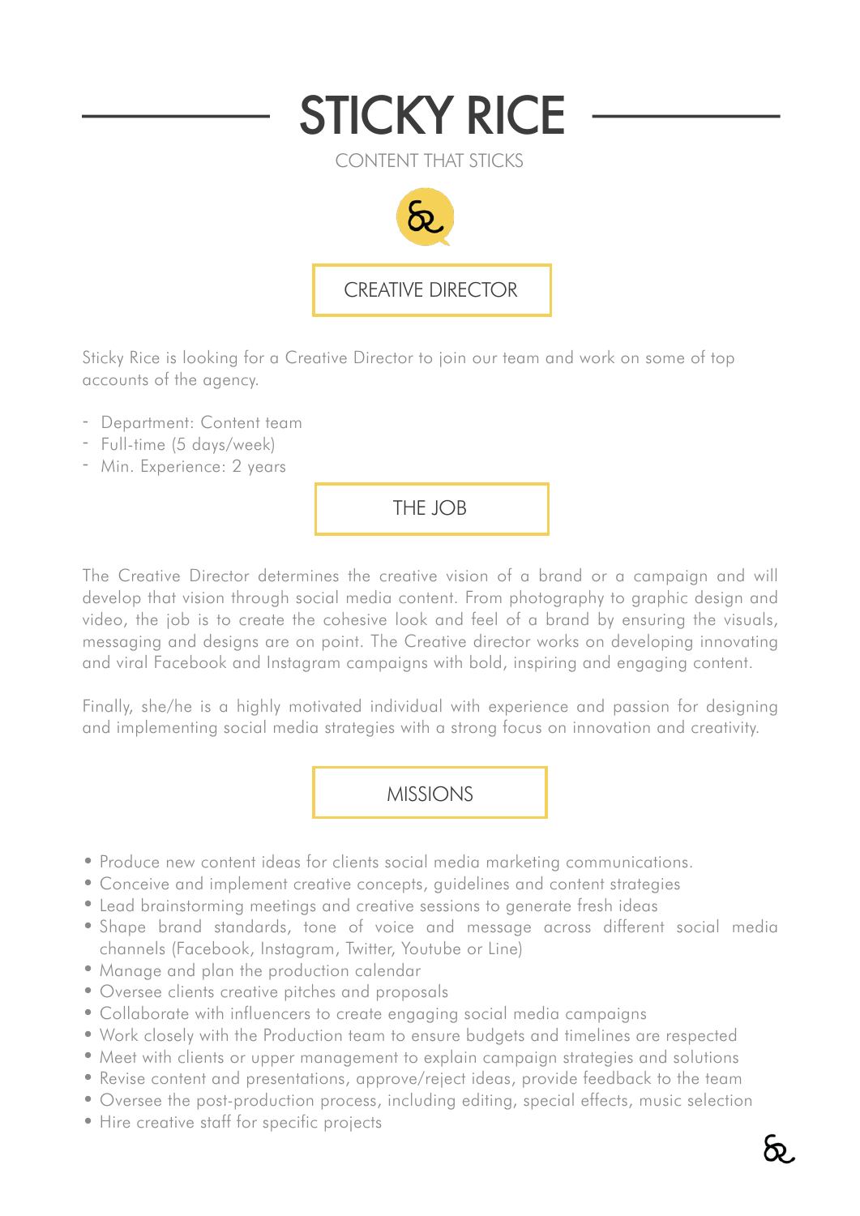# STICKY RICE

CONTENT THAT STICKS

## CREATIVE DIRECTOR

Sticky Rice is looking for a Creative Director to join our team and work on some of top accounts of the agency.

- Department: Content team
- Full-time (5 days/week)
- Min. Experience: 2 years

## THE JOB

The Creative Director determines the creative vision of a brand or a campaign and will develop that vision through social media content. From photography to graphic design and video, the job is to create the cohesive look and feel of a brand by ensuring the visuals, messaging and designs are on point. The Creative director works on developing innovating and viral Facebook and Instagram campaigns with bold, inspiring and engaging content.

Finally, she/he is a highly motivated individual with experience and passion for designing and implementing social media strategies with a strong focus on innovation and creativity.

## MISSIONS

- Produce new content ideas for clients social media marketing communications.
- Conceive and implement creative concepts, guidelines and content strategies
- Lead brainstorming meetings and creative sessions to generate fresh ideas
- Shape brand standards, tone of voice and message across different social media channels (Facebook, Instagram, Twitter, Youtube or Line)
- Manage and plan the production calendar
- Oversee clients creative pitches and proposals
- Collaborate with influencers to create engaging social media campaigns
- Work closely with the Production team to ensure budgets and timelines are respected
- Meet with clients or upper management to explain campaign strategies and solutions
- Revise content and presentations, approve/reject ideas, provide feedback to the team
- Oversee the post-production process, including editing, special effects, music selection
- Hire creative staff for specific projects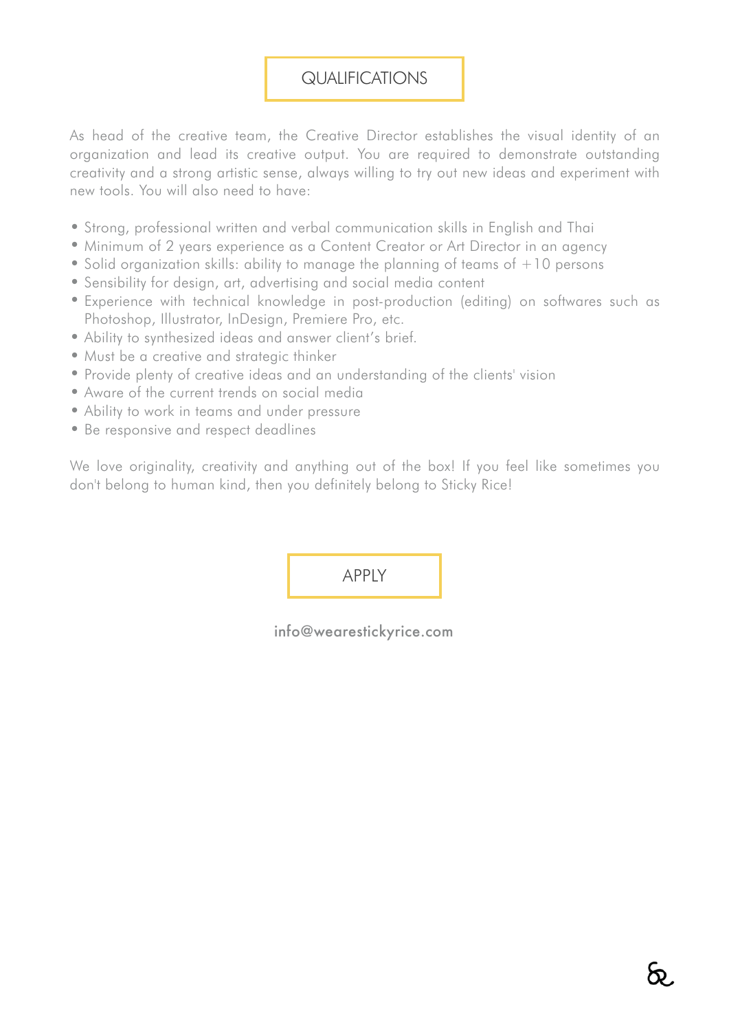## QUALIFICATIONS

As head of the creative team, the Creative Director establishes the visual identity of an organization and lead its creative output. You are required to demonstrate outstanding creativity and a strong artistic sense, always willing to try out new ideas and experiment with new tools. You will also need to have:

- Strong, professional written and verbal communication skills in English and Thai
- Minimum of 2 years experience as a Content Creator or Art Director in an agency
- Solid organization skills: ability to manage the planning of teams of +10 persons
- Sensibility for design, art, advertising and social media content
- Experience with technical knowledge in post-production (editing) on softwares such as Photoshop, Illustrator, InDesign, Premiere Pro, etc.
- Ability to synthesized ideas and answer client's brief.
- Must be a creative and strategic thinker
- Provide plenty of creative ideas and an understanding of the clients' vision
- Aware of the current trends on social media
- Ability to work in teams and under pressure
- Be responsive and respect deadlines

We love originality, creativity and anything out of the box! If you feel like sometimes you don't belong to human kind, then you definitely belong to Sticky Rice!

## APPLY

info@wearestickyrice.com